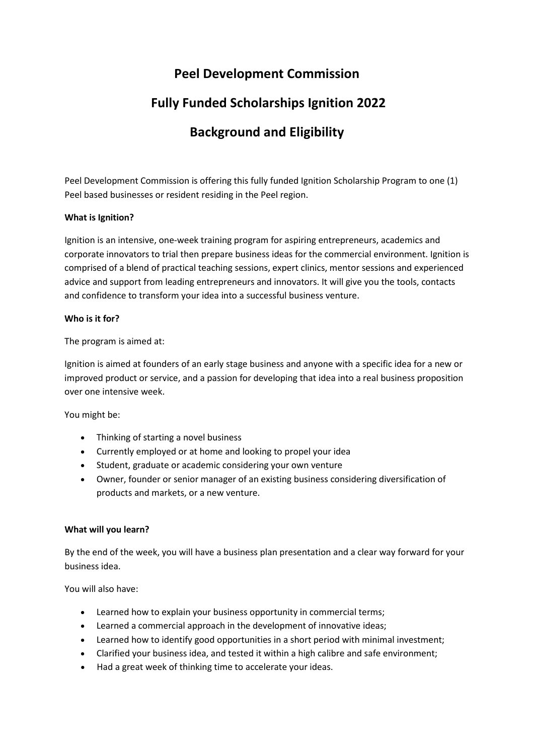# Peel Development Commission

# Fully Funded Scholarships Ignition 2022

# Background and Eligibility

Peel Development Commission is offering this fully funded Ignition Scholarship Program to one (1) Peel based businesses or resident residing in the Peel region.

**What is Ignition?**

Ignition is an intensive, one-week training program for aspiring entrepreneurs, academics and corporate innovators to trial then prepare business ideas for the commercial environment. Ignition is comprised of a blend of practical teaching sessions, expert clinics, mentor sessions and experienced advice and support from leading entrepreneurs and innovators. It will give you the tools, contacts and confidence to transform your idea into a successful business venture.

**Who is it for?**

The program is aimed at:

Ignition is aimed at founders of an early stage business and anyone with a specific idea for a new or improved product or service, and a passion for developing that idea into a real business proposition over one intensive week.

You might be:

- Thinking of starting a novel business
- Currently employed or at home and looking to propel your idea
- Student, graduate or academic considering your own venture
- Owner, founder or senior manager of an existing business considering diversification of products and markets, or a new venture.

**What will you learn?**

By the end of the week, you will have a business plan presentation and a clear way forward for your business idea.

You will also have:

- Learned how to explain your business opportunity in commercial terms;
- Learned a commercial approach in the development of innovative ideas;
- Learned how to identify good opportunities in a short period with minimal investment;
- Clarified your business idea, and tested it within a high calibre and safe environment;
- Had a great week of thinking time to accelerate your ideas.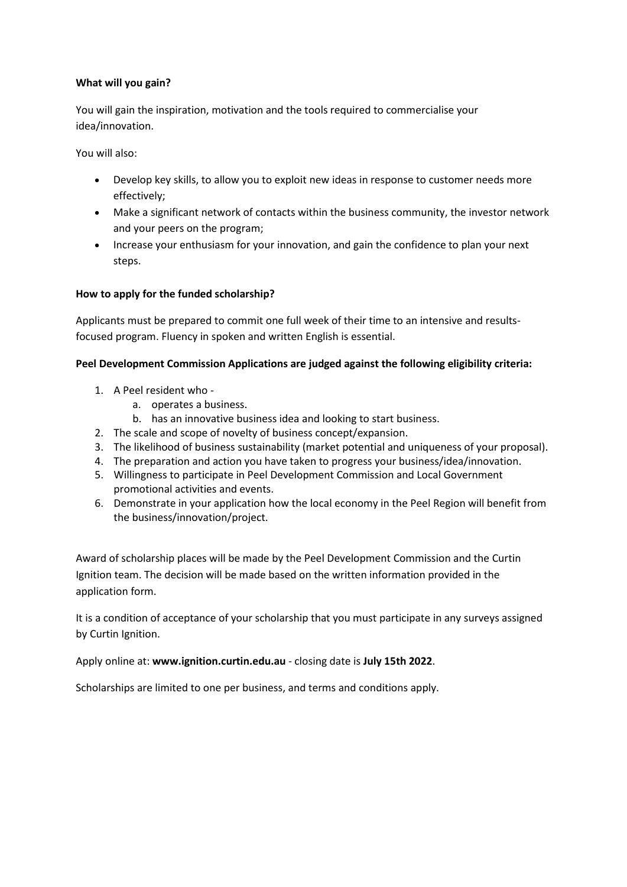**What will you gain?**

You will gain the inspiration, motivation and the tools required to commercialise your idea/innovation.

You will also:

- Develop key skills, to allow you to exploit new ideas in response to customer needs more effectively;
- Make a significant network of contacts within the business community, the investor network and your peers on the program;
- Increase your enthusiasm for your innovation, and gain the confidence to plan your next steps.

**How to apply for the funded scholarship?**

Applicants must be prepared to commit one full week of their time to an intensive and results-focused program. Fluency in spoken and written English is essential.

**Peel Development Commission Applications are judged against the following eligibility criteria:**

1. A Peel resident who -
   a. operates a business.
   b. has an innovative business idea and looking to start business.
2. The scale and scope of novelty of business concept/expansion.
3. The likelihood of business sustainability (market potential and uniqueness of your proposal).
4. The preparation and action you have taken to progress your business/idea/innovation.
5. Willingness to participate in Peel Development Commission and Local Government promotional activities and events.
6. Demonstrate in your application how the local economy in the Peel Region will benefit from the business/innovation/project.

Award of scholarship places will be made by the Peel Development Commission and the Curtin Ignition team. The decision will be made based on the written information provided in the application form.

It is a condition of acceptance of your scholarship that you must participate in any surveys assigned by Curtin Ignition.

Apply online at: **www.ignition.curtin.edu.au** - closing date is **July 15th 2022**.

Scholarships are limited to one per business, and terms and conditions apply.